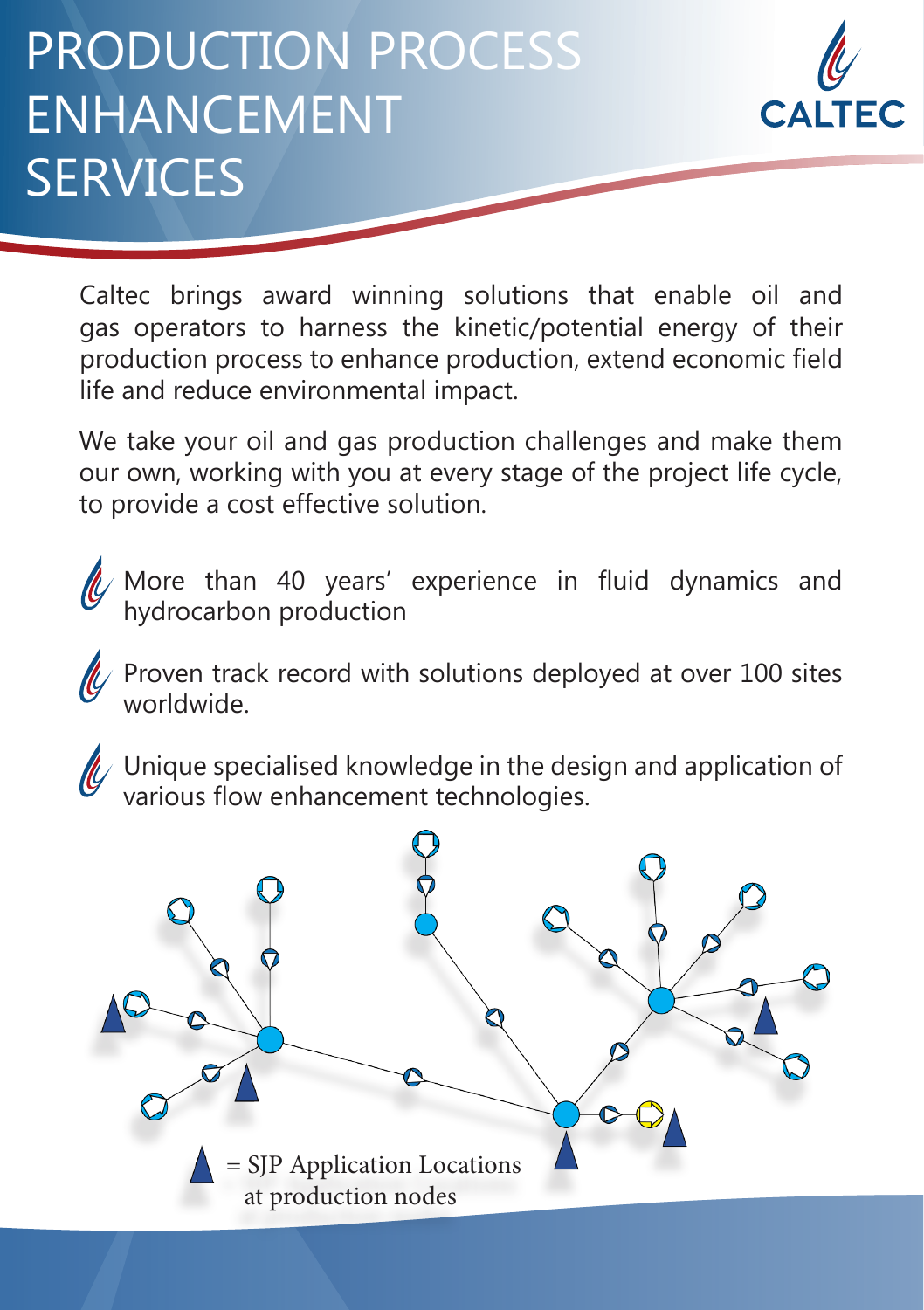# PRODUCTION PROCESS ENHANCEMENT SERVICES

Caltec brings award winning solutions that enable oil and gas operators to harness the kinetic/potential energy of their production process to enhance production, extend economic field life and reduce environmental impact.

We take your oil and gas production challenges and make them our own, working with you at every stage of the project life cycle, to provide a cost effective solution.

- More than 40 years' experience in fluid dynamics and hydrocarbon production
- Proven track record with solutions deployed at over 100 sites worldwide.
- Unique specialised knowledge in the design and application of various flow enhancement technologies.

▲ = SJP Application Locations at production nodes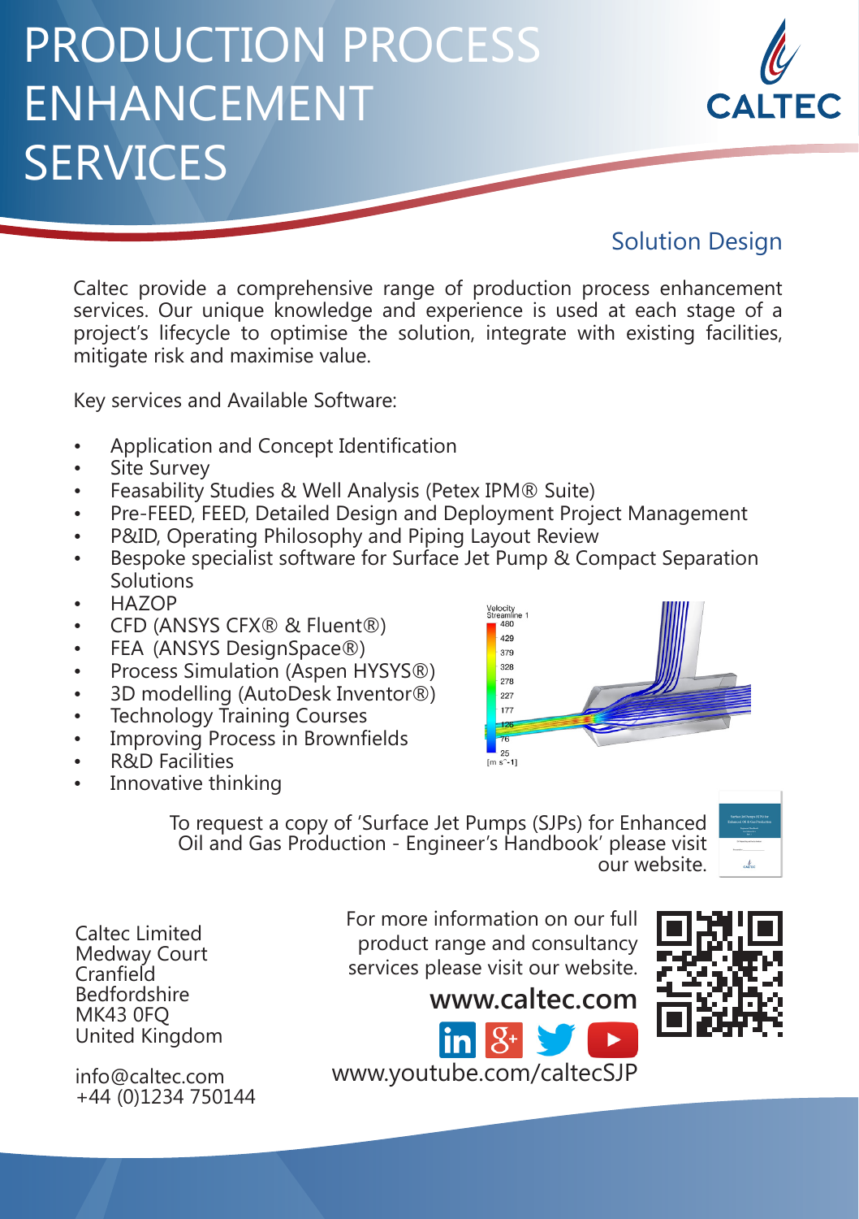# PRODUCTION PROCESS ENHANCEMENT SERVICES

CALTEC

## Solution Design

Caltec provide a comprehensive range of production process enhancement services. Our unique knowledge and experience is used at each stage of a project's lifecycle to optimise the solution, integrate with existing facilities, mitigate risk and maximise value.

Key services and Available Software:

- Application and Concept Identification
- Site Survey
- Feasability Studies & Well Analysis (Petex IPM® Suite)
- Pre-FEED, FEED, Detailed Design and Deployment Project Management
- P&ID, Operating Philosophy and Piping Layout Review
- Bespoke specialist software for Surface Jet Pump & Compact Separation Solutions
- HAZOP
- CFD (ANSYS CFX® & Fluent®)
- FEA (ANSYS DesignSpace®)
- Process Simulation (Aspen HYSYS®)
- 3D modelling (AutoDesk Inventor®)
- Technology Training Courses
- Improving Process in Brownfields
- R&D Facilities
- Innovative thinking

Velocity
Streamline 1
480
429
379
328
278
227
177
126
76
25
[m s^-1]

To request a copy of 'Surface Jet Pumps (SJPs) for Enhanced Oil and Gas Production - Engineer's Handbook' please visit our website.

Caltec Limited
Medway Court
Cranfield
Bedfordshire
MK43 0FQ
United Kingdom

info@caltec.com
+44 (0)1234 750144

For more information on our full product range and consultancy services please visit our website.

**www.caltec.com**

www.youtube.com/caltecSJP